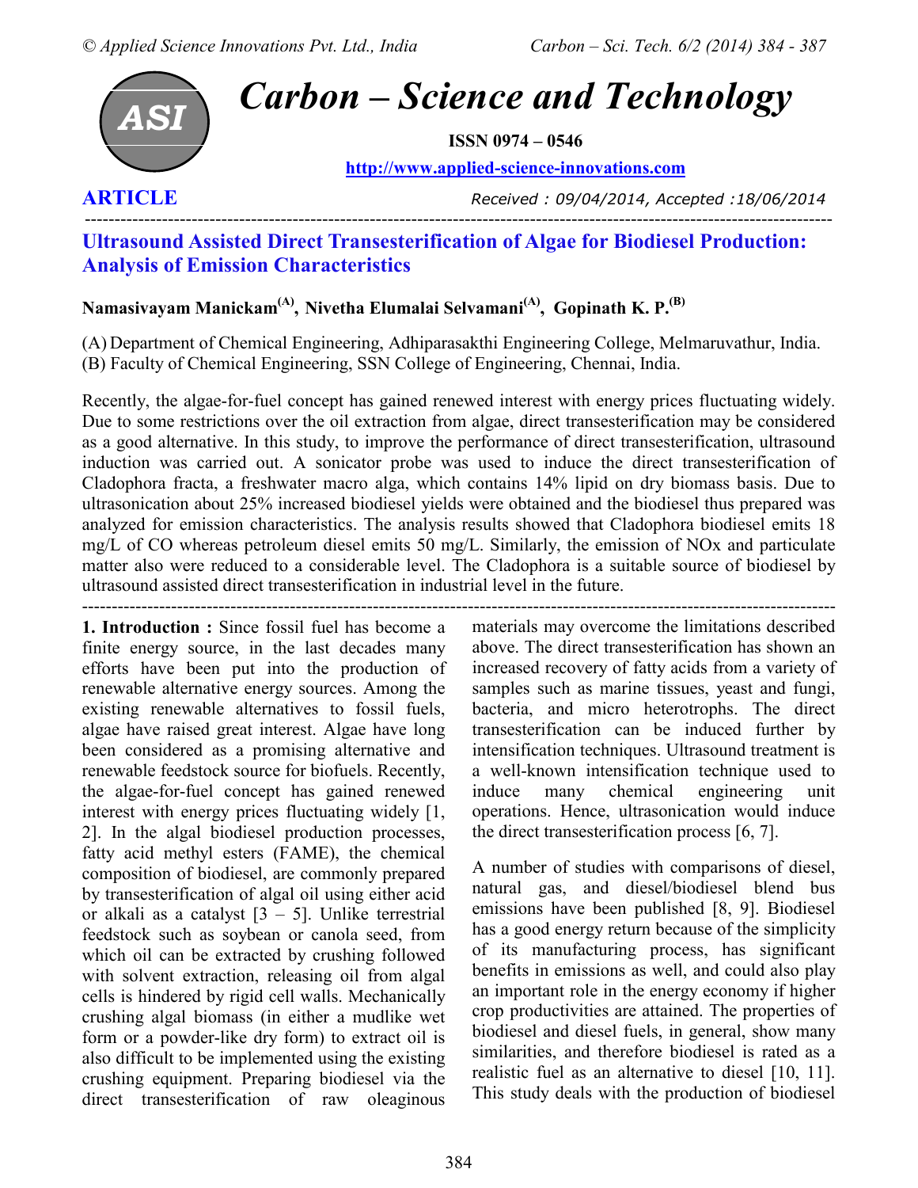# Carbon – Science and Technology

**ISSN 0974 – 0546**

http://www.applied-science-innovations.com

**ARTICLE**

*Received : 09/04/2014, Accepted :18/06/2014*

## Ultrasound Assisted Direct Transesterification of Algae for Biodiesel Production: Analysis of Emission Characteristics

**Namasivayam Manickam[(A)], Nivetha Elumalai Selvamani[(A)], Gopinath K. P.[(B)]**

(A) Department of Chemical Engineering, Adhiparasakthi Engineering College, Melmaruvathur, India.
(B) Faculty of Chemical Engineering, SSN College of Engineering, Chennai, India.

Recently, the algae-for-fuel concept has gained renewed interest with energy prices fluctuating widely. Due to some restrictions over the oil extraction from algae, direct transesterification may be considered as a good alternative. In this study, to improve the performance of direct transesterification, ultrasound induction was carried out. A sonicator probe was used to induce the direct transesterification of Cladophora fracta, a freshwater macro alga, which contains 14% lipid on dry biomass basis. Due to ultrasonication about 25% increased biodiesel yields were obtained and the biodiesel thus prepared was analyzed for emission characteristics. The analysis results showed that Cladophora biodiesel emits 18 mg/L of CO whereas petroleum diesel emits 50 mg/L. Similarly, the emission of NOx and particulate matter also were reduced to a considerable level. The Cladophora is a suitable source of biodiesel by ultrasound assisted direct transesterification in industrial level in the future.

**1. Introduction :** Since fossil fuel has become a finite energy source, in the last decades many efforts have been put into the production of renewable alternative energy sources. Among the existing renewable alternatives to fossil fuels, algae have raised great interest. Algae have long been considered as a promising alternative and renewable feedstock source for biofuels. Recently, the algae-for-fuel concept has gained renewed interest with energy prices fluctuating widely [1, 2]. In the algal biodiesel production processes, fatty acid methyl esters (FAME), the chemical composition of biodiesel, are commonly prepared by transesterification of algal oil using either acid or alkali as a catalyst [3 – 5]. Unlike terrestrial feedstock such as soybean or canola seed, from which oil can be extracted by crushing followed with solvent extraction, releasing oil from algal cells is hindered by rigid cell walls. Mechanically crushing algal biomass (in either a mudlike wet form or a powder-like dry form) to extract oil is also difficult to be implemented using the existing crushing equipment. Preparing biodiesel via the direct transesterification of raw oleaginous materials may overcome the limitations described above. The direct transesterification has shown an increased recovery of fatty acids from a variety of samples such as marine tissues, yeast and fungi, bacteria, and micro heterotrophs. The direct transesterification can be induced further by intensification techniques. Ultrasound treatment is a well-known intensification technique used to induce many chemical engineering unit operations. Hence, ultrasonication would induce the direct transesterification process [6, 7].

A number of studies with comparisons of diesel, natural gas, and diesel/biodiesel blend bus emissions have been published [8, 9]. Biodiesel has a good energy return because of the simplicity of its manufacturing process, has significant benefits in emissions as well, and could also play an important role in the energy economy if higher crop productivities are attained. The properties of biodiesel and diesel fuels, in general, show many similarities, and therefore biodiesel is rated as a realistic fuel as an alternative to diesel [10, 11]. This study deals with the production of biodiesel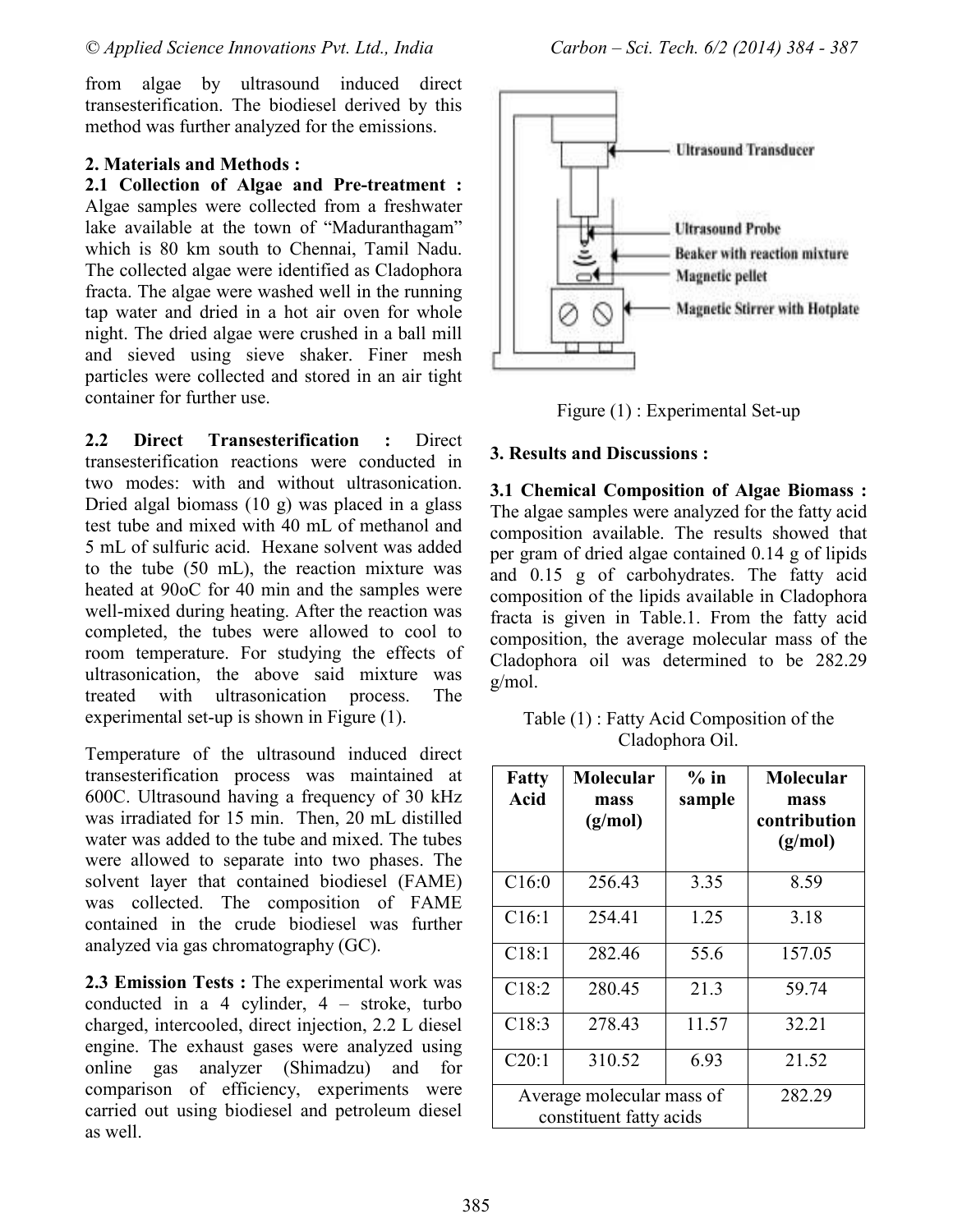from algae by ultrasound induced direct transesterification. The biodiesel derived by this method was further analyzed for the emissions.

## 2. Materials and Methods :

**2.1 Collection of Algae and Pre-treatment :** Algae samples were collected from a freshwater lake available at the town of "Maduranthagam" which is 80 km south to Chennai, Tamil Nadu. The collected algae were identified as Cladophora fracta. The algae were washed well in the running tap water and dried in a hot air oven for whole night. The dried algae were crushed in a ball mill and sieved using sieve shaker. Finer mesh particles were collected and stored in an air tight container for further use.

**2.2 Direct Transesterification :** Direct transesterification reactions were conducted in two modes: with and without ultrasonication. Dried algal biomass (10 g) was placed in a glass test tube and mixed with 40 mL of methanol and 5 mL of sulfuric acid. Hexane solvent was added to the tube (50 mL), the reaction mixture was heated at 90oC for 40 min and the samples were well-mixed during heating. After the reaction was completed, the tubes were allowed to cool to room temperature. For studying the effects of ultrasonication, the above said mixture was treated with ultrasonication process. The experimental set-up is shown in Figure (1).

Temperature of the ultrasound induced direct transesterification process was maintained at 600C. Ultrasound having a frequency of 30 kHz was irradiated for 15 min. Then, 20 mL distilled water was added to the tube and mixed. The tubes were allowed to separate into two phases. The solvent layer that contained biodiesel (FAME) was collected. The composition of FAME contained in the crude biodiesel was further analyzed via gas chromatography (GC).

**2.3 Emission Tests :** The experimental work was conducted in a 4 cylinder, 4 – stroke, turbo charged, intercooled, direct injection, 2.2 L diesel engine. The exhaust gases were analyzed using online gas analyzer (Shimadzu) and for comparison of efficiency, experiments were carried out using biodiesel and petroleum diesel as well.

Ultrasound Transducer
Ultrasound Probe
Beaker with reaction mixture
Magnetic pellet
Magnetic Stirrer with Hotplate

Figure (1) : Experimental Set-up

## 3. Results and Discussions :

**3.1 Chemical Composition of Algae Biomass :** The algae samples were analyzed for the fatty acid composition available. The results showed that per gram of dried algae contained 0.14 g of lipids and 0.15 g of carbohydrates. The fatty acid composition of the lipids available in Cladophora fracta is given in Table.1. From the fatty acid composition, the average molecular mass of the Cladophora oil was determined to be 282.29 g/mol.

Table (1) : Fatty Acid Composition of the Cladophora Oil.

| Fatty Acid | Molecular mass (g/mol) | % in sample | Molecular mass contribution (g/mol) |
|---|---|---|---|
| C16:0 | 256.43 | 3.35 | 8.59 |
| C16:1 | 254.41 | 1.25 | 3.18 |
| C18:1 | 282.46 | 55.6 | 157.05 |
| C18:2 | 280.45 | 21.3 | 59.74 |
| C18:3 | 278.43 | 11.57 | 32.21 |
| C20:1 | 310.52 | 6.93 | 21.52 |
| Average molecular mass of constituent fatty acids | | | 282.29 |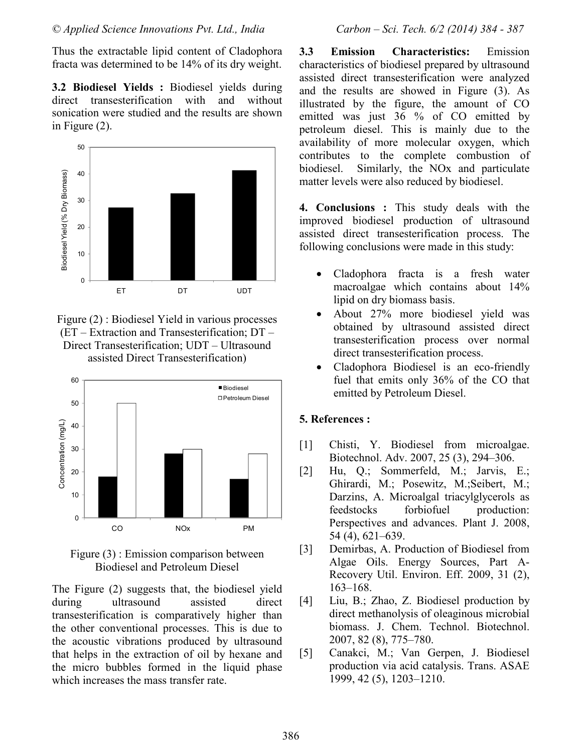Thus the extractable lipid content of Cladophora fracta was determined to be 14% of its dry weight.

**3.2 Biodiesel Yields :** Biodiesel yields during direct transesterification with and without sonication were studied and the results are shown in Figure (2).

Figure (2) : Biodiesel Yield in various processes (ET – Extraction and Transesterification; DT – Direct Transesterification; UDT – Ultrasound assisted Direct Transesterification)

Figure (3) : Emission comparison between Biodiesel and Petroleum Diesel

The Figure (2) suggests that, the biodiesel yield during ultrasound assisted direct transesterification is comparatively higher than the other conventional processes. This is due to the acoustic vibrations produced by ultrasound that helps in the extraction of oil by hexane and the micro bubbles formed in the liquid phase which increases the mass transfer rate.

**3.3 Emission Characteristics:** Emission characteristics of biodiesel prepared by ultrasound assisted direct transesterification were analyzed and the results are showed in Figure (3). As illustrated by the figure, the amount of CO emitted was just 36 % of CO emitted by petroleum diesel. This is mainly due to the availability of more molecular oxygen, which contributes to the complete combustion of biodiesel. Similarly, the NOx and particulate matter levels were also reduced by biodiesel.

**4. Conclusions :** This study deals with the improved biodiesel production of ultrasound assisted direct transesterification process. The following conclusions were made in this study:

- Cladophora fracta is a fresh water macroalgae which contains about 14% lipid on dry biomass basis.
- About 27% more biodiesel yield was obtained by ultrasound assisted direct transesterification process over normal direct transesterification process.
- Cladophora Biodiesel is an eco-friendly fuel that emits only 36% of the CO that emitted by Petroleum Diesel.

## 5. References :

[1] Chisti, Y. Biodiesel from microalgae. Biotechnol. Adv. 2007, 25 (3), 294–306.

[2] Hu, Q.; Sommerfeld, M.; Jarvis, E.; Ghirardi, M.; Posewitz, M.;Seibert, M.; Darzins, A. Microalgal triacylglycerols as feedstocks forbiofuel production: Perspectives and advances. Plant J. 2008, 54 (4), 621–639.

[3] Demirbas, A. Production of Biodiesel from Algae Oils. Energy Sources, Part A-Recovery Util. Environ. Eff. 2009, 31 (2), 163–168.

[4] Liu, B.; Zhao, Z. Biodiesel production by direct methanolysis of oleaginous microbial biomass. J. Chem. Technol. Biotechnol. 2007, 82 (8), 775–780.

[5] Canakci, M.; Van Gerpen, J. Biodiesel production via acid catalysis. Trans. ASAE 1999, 42 (5), 1203–1210.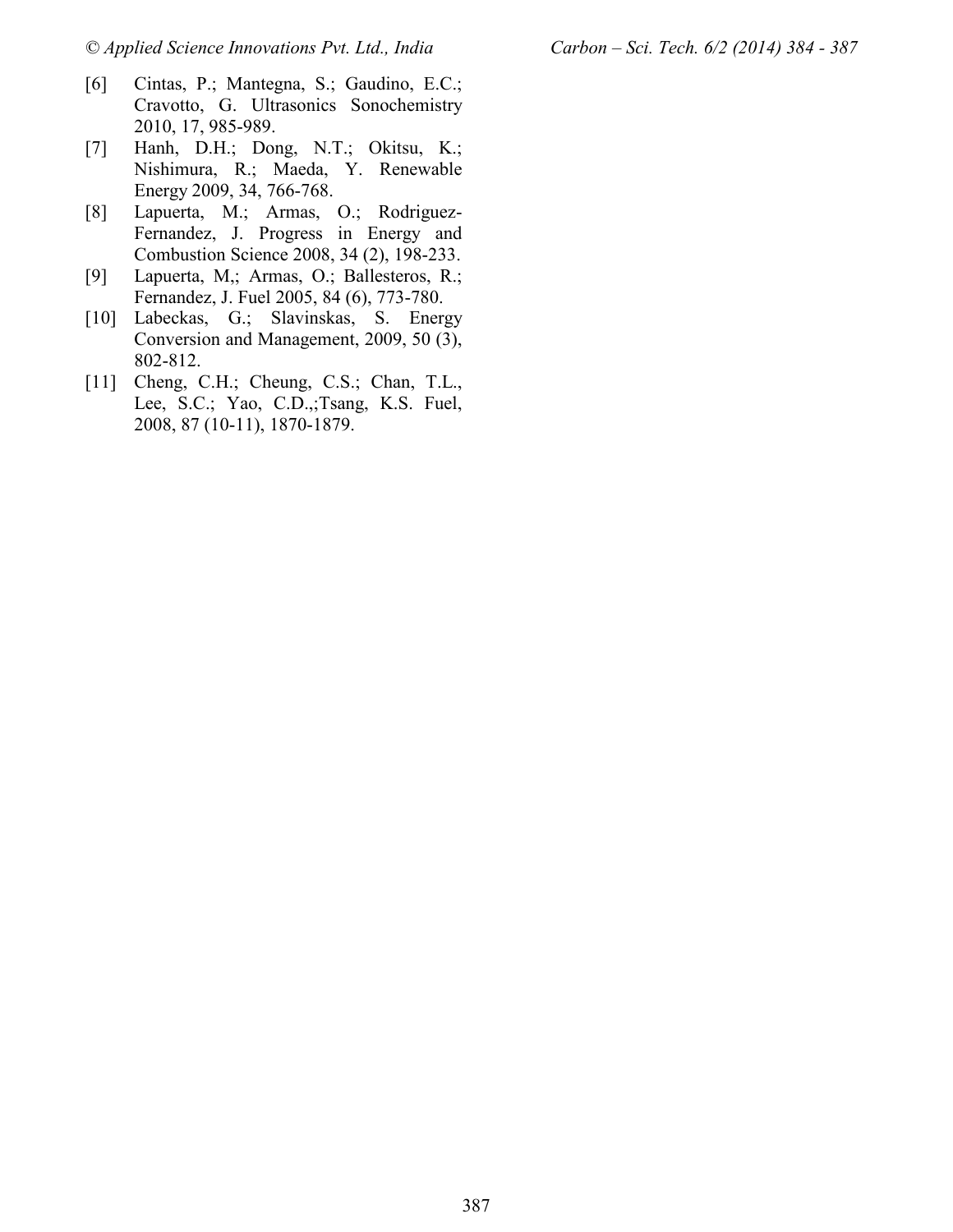[6] Cintas, P.; Mantegna, S.; Gaudino, E.C.; Cravotto, G. Ultrasonics Sonochemistry 2010, 17, 985-989.

[7] Hanh, D.H.; Dong, N.T.; Okitsu, K.; Nishimura, R.; Maeda, Y. Renewable Energy 2009, 34, 766-768.

[8] Lapuerta, M.; Armas, O.; Rodriguez-Fernandez, J. Progress in Energy and Combustion Science 2008, 34 (2), 198-233.

[9] Lapuerta, M,; Armas, O.; Ballesteros, R.; Fernandez, J. Fuel 2005, 84 (6), 773-780.

[10] Labeckas, G.; Slavinskas, S. Energy Conversion and Management, 2009, 50 (3), 802-812.

[11] Cheng, C.H.; Cheung, C.S.; Chan, T.L., Lee, S.C.; Yao, C.D.,;Tsang, K.S. Fuel, 2008, 87 (10-11), 1870-1879.